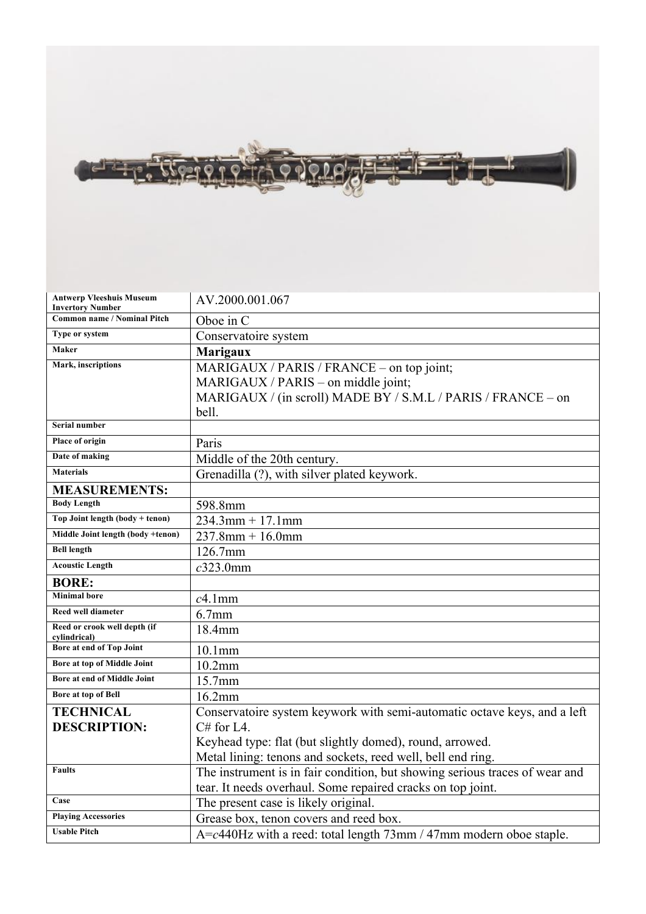| | |
|---|---|
| **Antwerp Vleeshuis Museum Invertory Number** | AV.2000.001.067 |
| **Common name / Nominal Pitch** | Oboe in C |
| **Type or system** | Conservatoire system |
| **Maker** | **Marigaux** |
| **Mark, inscriptions** | MARIGAUX / PARIS / FRANCE – on top joint;<br>MARIGAUX / PARIS – on middle joint;<br>MARIGAUX / (in scroll) MADE BY / S.M.L / PARIS / FRANCE – on bell. |
| **Serial number** | |
| **Place of origin** | Paris |
| **Date of making** | Middle of the 20th century. |
| **Materials** | Grenadilla (?), with silver plated keywork. |
| **MEASUREMENTS:** | |
| **Body Length** | 598.8mm |
| **Top Joint length (body + tenon)** | 234.3mm + 17.1mm |
| **Middle Joint length (body +tenon)** | 237.8mm + 16.0mm |
| **Bell length** | 126.7mm |
| **Acoustic Length** | *c*323.0mm |
| **BORE:** | |
| **Minimal bore** | *c*4.1mm |
| **Reed well diameter** | 6.7mm |
| **Reed or crook well depth (if cylindrical)** | 18.4mm |
| **Bore at end of Top Joint** | 10.1mm |
| **Bore at top of Middle Joint** | 10.2mm |
| **Bore at end of Middle Joint** | 15.7mm |
| **Bore at top of Bell** | 16.2mm |
| **TECHNICAL DESCRIPTION:** | Conservatoire system keywork with semi-automatic octave keys, and a left C# for L4.<br>Keyhead type: flat (but slightly domed), round, arrowed.<br>Metal lining: tenons and sockets, reed well, bell end ring. |
| **Faults** | The instrument is in fair condition, but showing serious traces of wear and tear. It needs overhaul. Some repaired cracks on top joint. |
| **Case** | The present case is likely original. |
| **Playing Accessories** | Grease box, tenon covers and reed box. |
| **Usable Pitch** | A=*c*440Hz with a reed: total length 73mm / 47mm modern oboe staple. |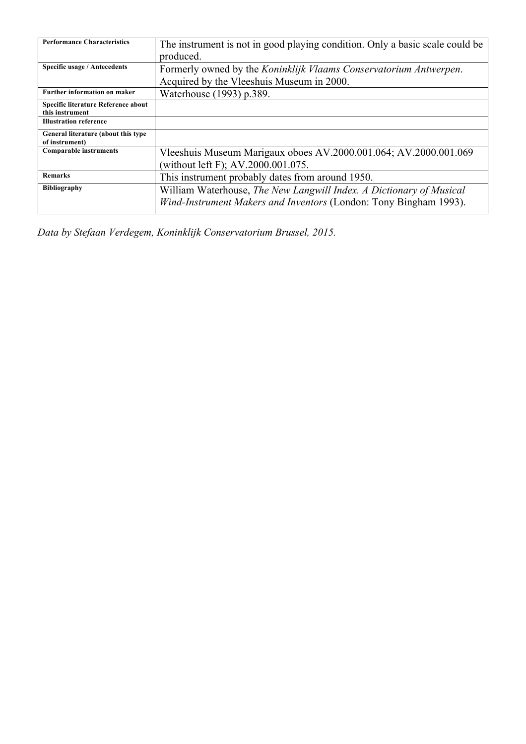| | |
|---|---|
| **Performance Characteristics** | The instrument is not in good playing condition. Only a basic scale could be produced. |
| **Specific usage / Antecedents** | Formerly owned by the *Koninklijk Vlaams Conservatorium Antwerpen*. Acquired by the Vleeshuis Museum in 2000. |
| **Further information on maker** | Waterhouse (1993) p.389. |
| **Specific literature Reference about this instrument** | |
| **Illustration reference** | |
| **General literature (about this type of instrument)** | |
| **Comparable instruments** | Vleeshuis Museum Marigaux oboes AV.2000.001.064; AV.2000.001.069 (without left F); AV.2000.001.075. |
| **Remarks** | This instrument probably dates from around 1950. |
| **Bibliography** | William Waterhouse, *The New Langwill Index. A Dictionary of Musical Wind-Instrument Makers and Inventors* (London: Tony Bingham 1993). |

*Data by Stefaan Verdegem, Koninklijk Conservatorium Brussel, 2015.*